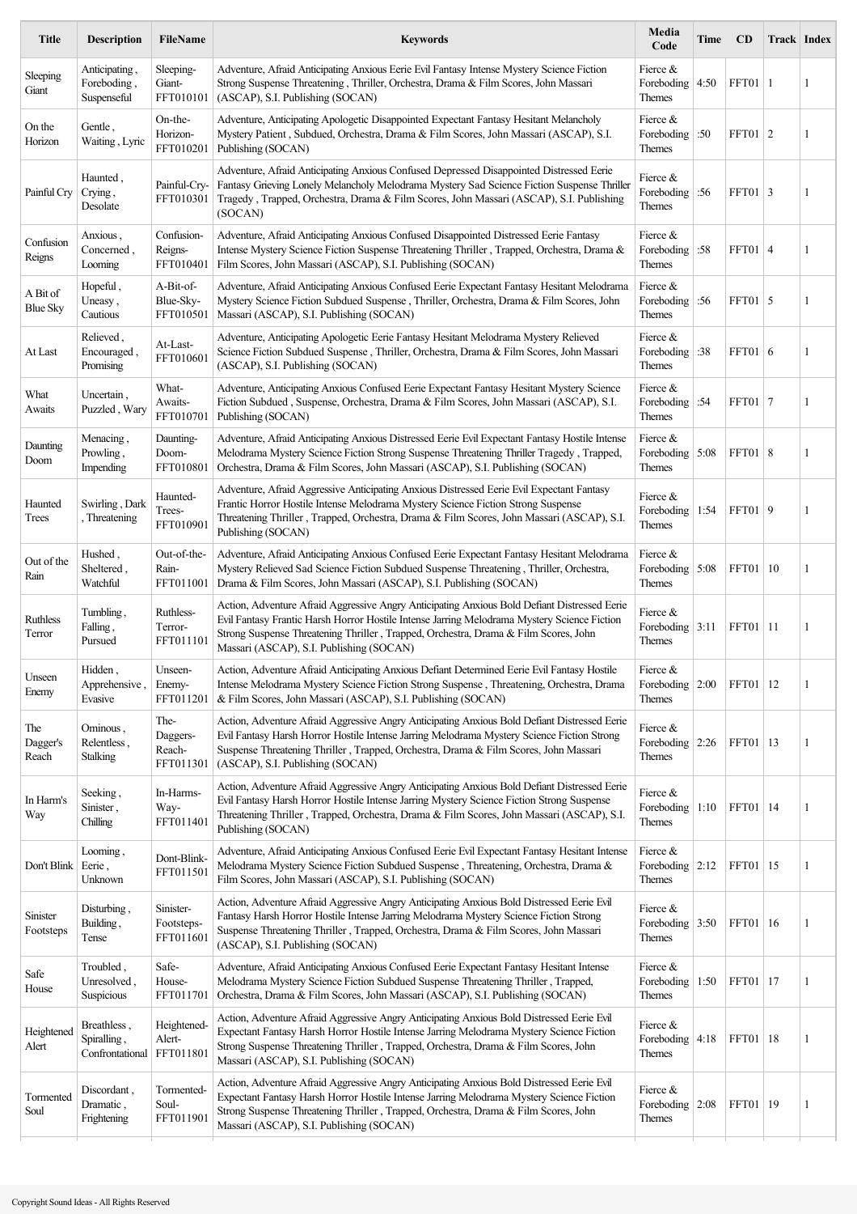| Title | Description | FileName | Keywords | Media Code | Time | CD | Track | Index |
|---|---|---|---|---|---|---|---|---|
| Sleeping Giant | Anticipating , Foreboding , Suspenseful | Sleeping-Giant-FFT010101 | Adventure, Afraid Anticipating Anxious Eerie Evil Fantasy Intense Mystery Science Fiction Strong Suspense Threatening , Thriller, Orchestra, Drama & Film Scores, John Massari (ASCAP), S.I. Publishing (SOCAN) | Fierce & Foreboding Themes | 4:50 | FFT01 | 1 | 1 |
| On the Horizon | Gentle , Waiting , Lyric | On-the-Horizon-FFT010201 | Adventure, Anticipating Apologetic Disappointed Expectant Fantasy Hesitant Melancholy Mystery Patient , Subdued, Orchestra, Drama & Film Scores, John Massari (ASCAP), S.I. Publishing (SOCAN) | Fierce & Foreboding Themes | :50 | FFT01 | 2 | 1 |
| Painful Cry | Haunted , Crying , Desolate | Painful-Cry-FFT010301 | Adventure, Afraid Anticipating Anxious Confused Depressed Disappointed Distressed Eerie Fantasy Grieving Lonely Melancholy Melodrama Mystery Sad Science Fiction Suspense Thriller Tragedy , Trapped, Orchestra, Drama & Film Scores, John Massari (ASCAP), S.I. Publishing (SOCAN) | Fierce & Foreboding Themes | :56 | FFT01 | 3 | 1 |
| Confusion Reigns | Anxious , Concerned , Looming | Confusion-Reigns-FFT010401 | Adventure, Afraid Anticipating Anxious Confused Disappointed Distressed Eerie Fantasy Intense Mystery Science Fiction Suspense Threatening Thriller , Trapped, Orchestra, Drama & Film Scores, John Massari (ASCAP), S.I. Publishing (SOCAN) | Fierce & Foreboding Themes | :58 | FFT01 | 4 | 1 |
| A Bit of Blue Sky | Hopeful , Uneasy , Cautious | A-Bit-of-Blue-Sky-FFT010501 | Adventure, Afraid Anticipating Anxious Confused Eerie Expectant Fantasy Hesitant Melodrama Mystery Science Fiction Subdued Suspense , Thriller, Orchestra, Drama & Film Scores, John Massari (ASCAP), S.I. Publishing (SOCAN) | Fierce & Foreboding Themes | :56 | FFT01 | 5 | 1 |
| At Last | Relieved , Encouraged , Promising | At-Last-FFT010601 | Adventure, Anticipating Apologetic Eerie Fantasy Hesitant Melodrama Mystery Relieved Science Fiction Subdued Suspense , Thriller, Orchestra, Drama & Film Scores, John Massari (ASCAP), S.I. Publishing (SOCAN) | Fierce & Foreboding Themes | :38 | FFT01 | 6 | 1 |
| What Awaits | Uncertain , Puzzled , Wary | What-Awaits-FFT010701 | Adventure, Anticipating Anxious Confused Eerie Expectant Fantasy Hesitant Mystery Science Fiction Subdued , Suspense, Orchestra, Drama & Film Scores, John Massari (ASCAP), S.I. Publishing (SOCAN) | Fierce & Foreboding Themes | :54 | FFT01 | 7 | 1 |
| Daunting Doom | Menacing , Prowling , Impending | Daunting-Doom-FFT010801 | Adventure, Afraid Anticipating Anxious Distressed Eerie Evil Expectant Fantasy Hostile Intense Melodrama Mystery Science Fiction Strong Suspense Threatening Thriller Tragedy , Trapped, Orchestra, Drama & Film Scores, John Massari (ASCAP), S.I. Publishing (SOCAN) | Fierce & Foreboding Themes | 5:08 | FFT01 | 8 | 1 |
| Haunted Trees | Swirling , Dark , Threatening | Haunted-Trees-FFT010901 | Adventure, Afraid Aggressive Anticipating Anxious Distressed Eerie Evil Expectant Fantasy Frantic Horror Hostile Intense Melodrama Mystery Science Fiction Strong Suspense Threatening Thriller , Trapped, Orchestra, Drama & Film Scores, John Massari (ASCAP), S.I. Publishing (SOCAN) | Fierce & Foreboding Themes | 1:54 | FFT01 | 9 | 1 |
| Out of the Rain | Hushed , Sheltered , Watchful | Out-of-the-Rain-FFT011001 | Adventure, Afraid Anticipating Anxious Confused Eerie Expectant Fantasy Hesitant Melodrama Mystery Relieved Sad Science Fiction Subdued Suspense Threatening , Thriller, Orchestra, Drama & Film Scores, John Massari (ASCAP), S.I. Publishing (SOCAN) | Fierce & Foreboding Themes | 5:08 | FFT01 | 10 | 1 |
| Ruthless Terror | Tumbling , Falling , Pursued | Ruthless-Terror-FFT011101 | Action, Adventure Afraid Aggressive Angry Anticipating Anxious Bold Defiant Distressed Eerie Evil Fantasy Frantic Harsh Horror Hostile Intense Jarring Melodrama Mystery Science Fiction Strong Suspense Threatening Thriller , Trapped, Orchestra, Drama & Film Scores, John Massari (ASCAP), S.I. Publishing (SOCAN) | Fierce & Foreboding Themes | 3:11 | FFT01 | 11 | 1 |
| Unseen Enemy | Hidden , Apprehensive , Evasive | Unseen-Enemy-FFT011201 | Action, Adventure Afraid Anticipating Anxious Defiant Determined Eerie Evil Fantasy Hostile Intense Melodrama Mystery Science Fiction Strong Suspense , Threatening, Orchestra, Drama & Film Scores, John Massari (ASCAP), S.I. Publishing (SOCAN) | Fierce & Foreboding Themes | 2:00 | FFT01 | 12 | 1 |
| The Dagger's Reach | Ominous , Relentless , Stalking | The-Daggers-Reach-FFT011301 | Action, Adventure Afraid Aggressive Angry Anticipating Anxious Bold Defiant Distressed Eerie Evil Fantasy Harsh Horror Hostile Intense Jarring Melodrama Mystery Science Fiction Strong Suspense Threatening Thriller , Trapped, Orchestra, Drama & Film Scores, John Massari (ASCAP), S.I. Publishing (SOCAN) | Fierce & Foreboding Themes | 2:26 | FFT01 | 13 | 1 |
| In Harm's Way | Seeking , Sinister , Chilling | In-Harms-Way-FFT011401 | Action, Adventure Afraid Aggressive Angry Anticipating Anxious Bold Defiant Distressed Eerie Evil Fantasy Harsh Horror Hostile Intense Jarring Mystery Science Fiction Strong Suspense Threatening Thriller , Trapped, Orchestra, Drama & Film Scores, John Massari (ASCAP), S.I. Publishing (SOCAN) | Fierce & Foreboding Themes | 1:10 | FFT01 | 14 | 1 |
| Don't Blink | Looming , Eerie , Unknown | Dont-Blink-FFT011501 | Adventure, Afraid Anticipating Anxious Confused Eerie Evil Expectant Fantasy Hesitant Intense Melodrama Mystery Science Fiction Subdued Suspense , Threatening, Orchestra, Drama & Film Scores, John Massari (ASCAP), S.I. Publishing (SOCAN) | Fierce & Foreboding Themes | 2:12 | FFT01 | 15 | 1 |
| Sinister Footsteps | Disturbing , Building , Tense | Sinister-Footsteps-FFT011601 | Action, Adventure Afraid Aggressive Angry Anticipating Anxious Bold Distressed Eerie Evil Fantasy Harsh Horror Hostile Intense Jarring Melodrama Mystery Science Fiction Strong Suspense Threatening Thriller , Trapped, Orchestra, Drama & Film Scores, John Massari (ASCAP), S.I. Publishing (SOCAN) | Fierce & Foreboding Themes | 3:50 | FFT01 | 16 | 1 |
| Safe House | Troubled , Unresolved , Suspicious | Safe-House-FFT011701 | Adventure, Afraid Anticipating Anxious Confused Eerie Expectant Fantasy Hesitant Intense Melodrama Mystery Science Fiction Subdued Suspense Threatening Thriller , Trapped, Orchestra, Drama & Film Scores, John Massari (ASCAP), S.I. Publishing (SOCAN) | Fierce & Foreboding Themes | 1:50 | FFT01 | 17 | 1 |
| Heightened Alert | Breathless , Spiralling , Confrontational | Heightened-Alert-FFT011801 | Action, Adventure Afraid Aggressive Angry Anticipating Anxious Bold Distressed Eerie Evil Expectant Fantasy Harsh Horror Hostile Intense Jarring Melodrama Mystery Science Fiction Strong Suspense Threatening Thriller , Trapped, Orchestra, Drama & Film Scores, John Massari (ASCAP), S.I. Publishing (SOCAN) | Fierce & Foreboding Themes | 4:18 | FFT01 | 18 | 1 |
| Tormented Soul | Discordant , Dramatic , Frightening | Tormented-Soul-FFT011901 | Action, Adventure Afraid Aggressive Angry Anticipating Anxious Bold Distressed Eerie Evil Expectant Fantasy Harsh Horror Hostile Intense Jarring Melodrama Mystery Science Fiction Strong Suspense Threatening Thriller , Trapped, Orchestra, Drama & Film Scores, John Massari (ASCAP), S.I. Publishing (SOCAN) | Fierce & Foreboding Themes | 2:08 | FFT01 | 19 | 1 |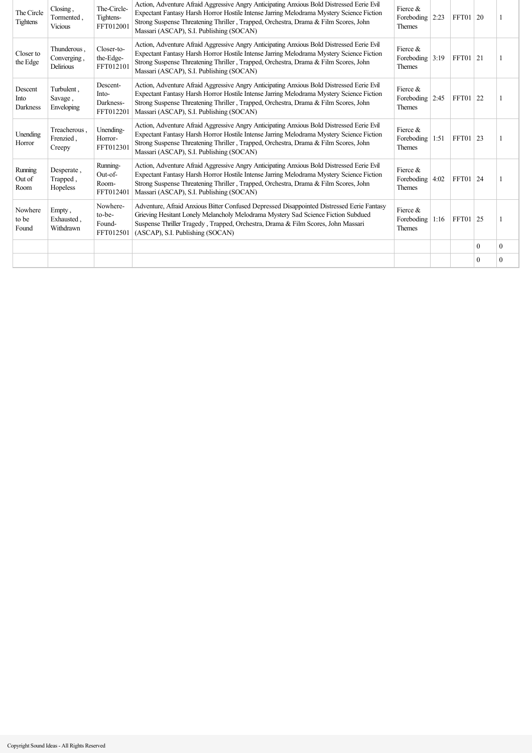| | | | | | | | | |
|---|---|---|---|---|---|---|---|---|
| The Circle Tightens | Closing , Tormented , Vicious | The-Circle-Tightens-FFT012001 | Action, Adventure Afraid Aggressive Angry Anticipating Anxious Bold Distressed Eerie Evil Expectant Fantasy Harsh Horror Hostile Intense Jarring Melodrama Mystery Science Fiction Strong Suspense Threatening Thriller , Trapped, Orchestra, Drama & Film Scores, John Massari (ASCAP), S.I. Publishing (SOCAN) | Fierce & Foreboding Themes | 2:23 | FFT01 | 20 | 1 |
| Closer to the Edge | Thunderous , Converging , Delirious | Closer-to-the-Edge-FFT012101 | Action, Adventure Afraid Aggressive Angry Anticipating Anxious Bold Distressed Eerie Evil Expectant Fantasy Harsh Horror Hostile Intense Jarring Melodrama Mystery Science Fiction Strong Suspense Threatening Thriller , Trapped, Orchestra, Drama & Film Scores, John Massari (ASCAP), S.I. Publishing (SOCAN) | Fierce & Foreboding Themes | 3:19 | FFT01 | 21 | 1 |
| Descent Into Darkness | Turbulent , Savage , Enveloping | Descent-Into-Darkness-FFT012201 | Action, Adventure Afraid Aggressive Angry Anticipating Anxious Bold Distressed Eerie Evil Expectant Fantasy Harsh Horror Hostile Intense Jarring Melodrama Mystery Science Fiction Strong Suspense Threatening Thriller , Trapped, Orchestra, Drama & Film Scores, John Massari (ASCAP), S.I. Publishing (SOCAN) | Fierce & Foreboding Themes | 2:45 | FFT01 | 22 | 1 |
| Unending Horror | Treacherous , Frenzied , Creepy | Unending-Horror-FFT012301 | Action, Adventure Afraid Aggressive Angry Anticipating Anxious Bold Distressed Eerie Evil Expectant Fantasy Harsh Horror Hostile Intense Jarring Melodrama Mystery Science Fiction Strong Suspense Threatening Thriller , Trapped, Orchestra, Drama & Film Scores, John Massari (ASCAP), S.I. Publishing (SOCAN) | Fierce & Foreboding Themes | 1:51 | FFT01 | 23 | 1 |
| Running Out of Room | Desperate , Trapped , Hopeless | Running-Out-of-Room-FFT012401 | Action, Adventure Afraid Aggressive Angry Anticipating Anxious Bold Distressed Eerie Evil Expectant Fantasy Harsh Horror Hostile Intense Jarring Melodrama Mystery Science Fiction Strong Suspense Threatening Thriller , Trapped, Orchestra, Drama & Film Scores, John Massari (ASCAP), S.I. Publishing (SOCAN) | Fierce & Foreboding Themes | 4:02 | FFT01 | 24 | 1 |
| Nowhere to be Found | Empty , Exhausted , Withdrawn | Nowhere-to-be-Found-FFT012501 | Adventure, Afraid Anxious Bitter Confused Depressed Disappointed Distressed Eerie Fantasy Grieving Hesitant Lonely Melancholy Melodrama Mystery Sad Science Fiction Subdued Suspense Thriller Tragedy , Trapped, Orchestra, Drama & Film Scores, John Massari (ASCAP), S.I. Publishing (SOCAN) | Fierce & Foreboding Themes | 1:16 | FFT01 | 25 | 1 |
| | | | | | | | 0 | 0 |
| | | | | | | | 0 | 0 |

Copyright Sound Ideas - All Rights Reserved